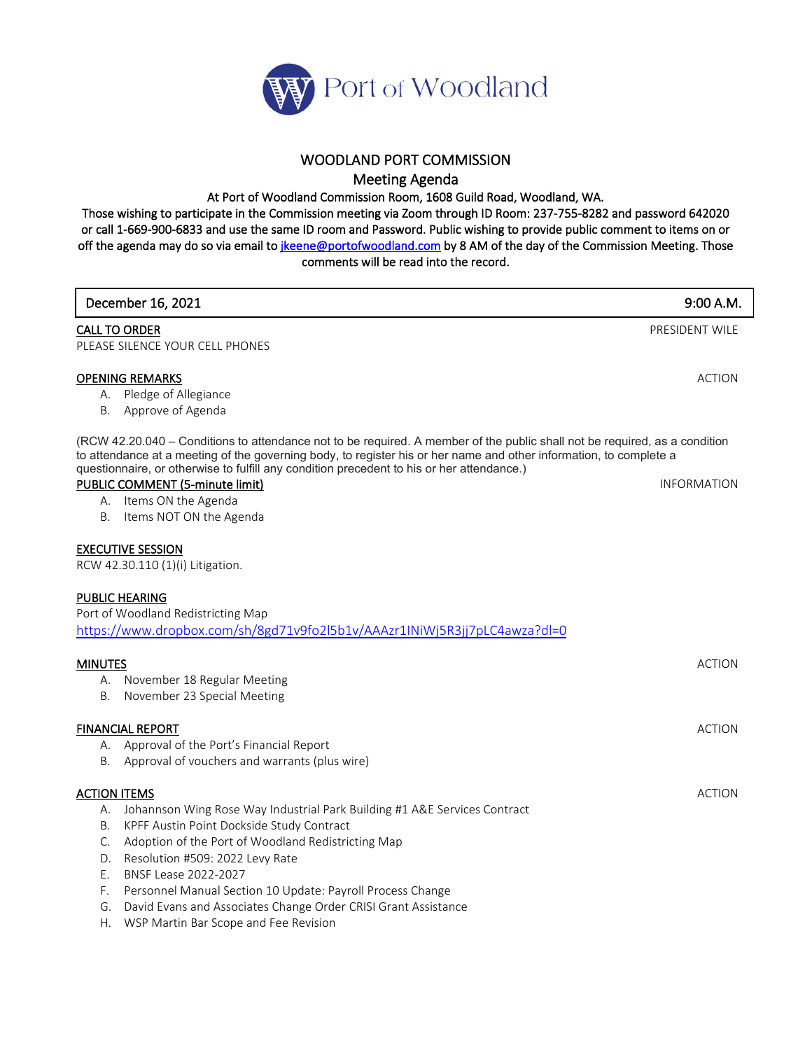Port of Woodland

# WOODLAND PORT COMMISSION

## Meeting Agenda

At Port of Woodland Commission Room, 1608 Guild Road, Woodland, WA.

Those wishing to participate in the Commission meeting via Zoom through ID Room: 237-755-8282 and password 642020 or call 1-669-900-6833 and use the same ID room and Password. Public wishing to provide public comment to items on or off the agenda may do so via email to [jkeene@portofwoodland.com](mailto:jkeene@portofwoodland.com) by 8 AM of the day of the Commission Meeting. Those comments will be read into the record.

| December 16, 2021 | 9:00 A.M. |
|---|---|

**CALL TO ORDER** — PRESIDENT WILE

PLEASE SILENCE YOUR CELL PHONES

**OPENING REMARKS** — ACTION

A. Pledge of Allegiance
B. Approve of Agenda

(RCW 42.20.040 – Conditions to attendance not to be required. A member of the public shall not be required, as a condition to attendance at a meeting of the governing body, to register his or her name and other information, to complete a questionnaire, or otherwise to fulfill any condition precedent to his or her attendance.)

**PUBLIC COMMENT (5-minute limit)** — INFORMATION

A. Items ON the Agenda
B. Items NOT ON the Agenda

**EXECUTIVE SESSION**

RCW 42.30.110 (1)(i) Litigation.

**PUBLIC HEARING**

Port of Woodland Redistricting Map

https://www.dropbox.com/sh/8gd71v9fo2l5b1v/AAAzr1INiWj5R3jj7pLC4awza?dl=0

**MINUTES** — ACTION

A. November 18 Regular Meeting
B. November 23 Special Meeting

**FINANCIAL REPORT** — ACTION

A. Approval of the Port's Financial Report
B. Approval of vouchers and warrants (plus wire)

**ACTION ITEMS** — ACTION

A. Johannson Wing Rose Way Industrial Park Building #1 A&E Services Contract
B. KPFF Austin Point Dockside Study Contract
C. Adoption of the Port of Woodland Redistricting Map
D. Resolution #509: 2022 Levy Rate
E. BNSF Lease 2022-2027
F. Personnel Manual Section 10 Update: Payroll Process Change
G. David Evans and Associates Change Order CRISI Grant Assistance
H. WSP Martin Bar Scope and Fee Revision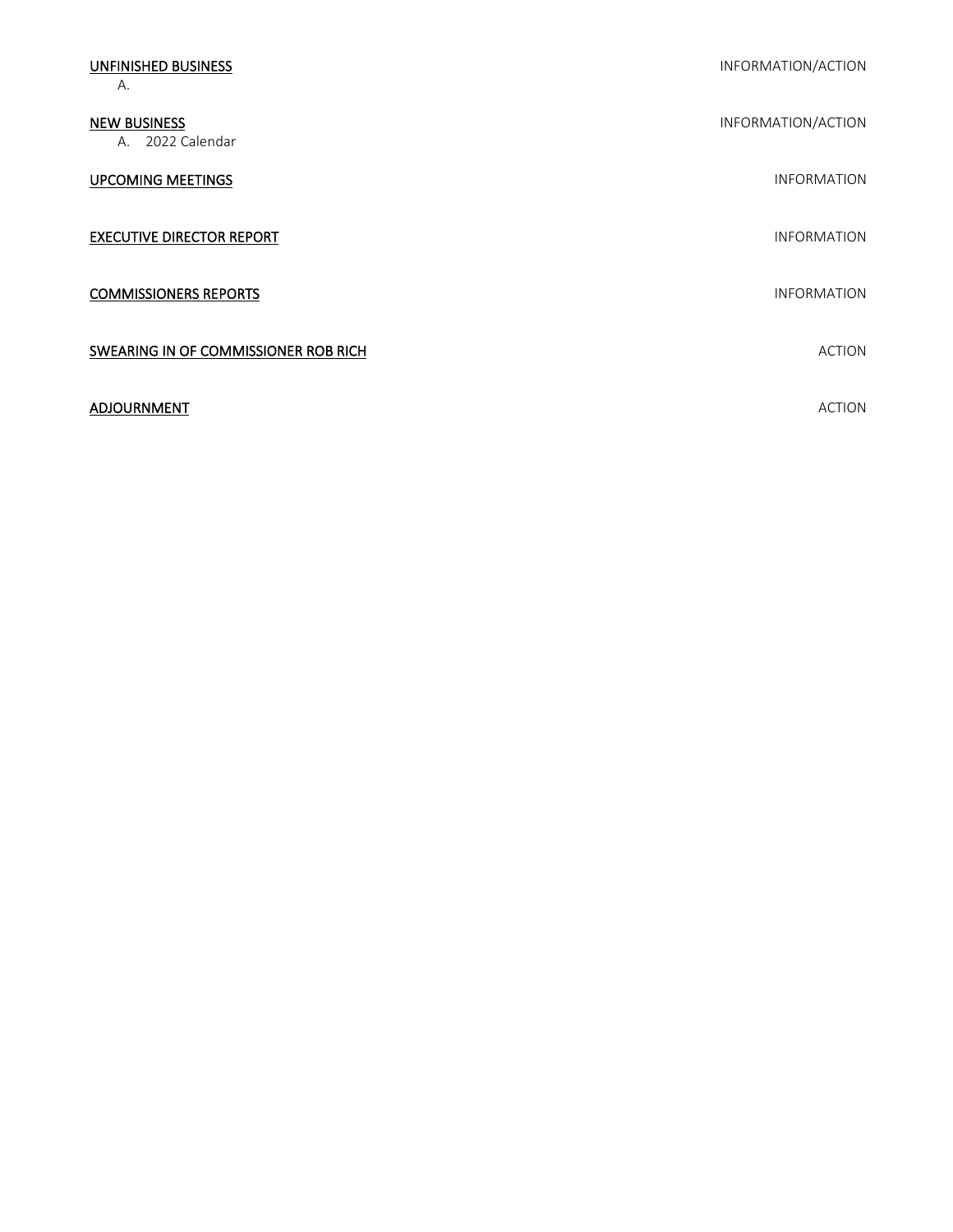<u>UNFINISHED BUSINESS</u> INFORMATION/ACTION

A.

<u>NEW BUSINESS</u> INFORMATION/ACTION

A. 2022 Calendar

<u>UPCOMING MEETINGS</u> INFORMATION

<u>EXECUTIVE DIRECTOR REPORT</u> INFORMATION

<u>COMMISSIONERS REPORTS</u> INFORMATION

<u>SWEARING IN OF COMMISSIONER ROB RICH</u> ACTION

<u>ADJOURNMENT</u> ACTION